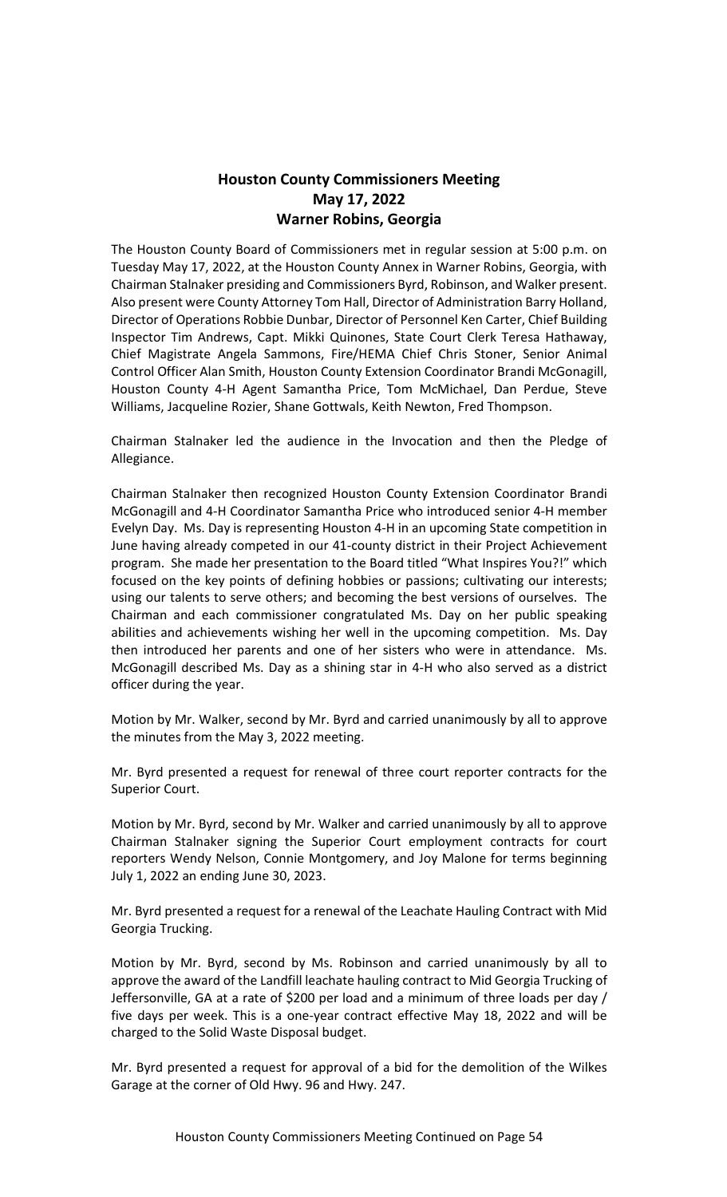**Houston County Commissioners Meeting**
**May 17, 2022**
**Warner Robins, Georgia**

The Houston County Board of Commissioners met in regular session at 5:00 p.m. on Tuesday May 17, 2022, at the Houston County Annex in Warner Robins, Georgia, with Chairman Stalnaker presiding and Commissioners Byrd, Robinson, and Walker present. Also present were County Attorney Tom Hall, Director of Administration Barry Holland, Director of Operations Robbie Dunbar, Director of Personnel Ken Carter, Chief Building Inspector Tim Andrews, Capt. Mikki Quinones, State Court Clerk Teresa Hathaway, Chief Magistrate Angela Sammons, Fire/HEMA Chief Chris Stoner, Senior Animal Control Officer Alan Smith, Houston County Extension Coordinator Brandi McGonagill, Houston County 4-H Agent Samantha Price, Tom McMichael, Dan Perdue, Steve Williams, Jacqueline Rozier, Shane Gottwals, Keith Newton, Fred Thompson.

Chairman Stalnaker led the audience in the Invocation and then the Pledge of Allegiance.

Chairman Stalnaker then recognized Houston County Extension Coordinator Brandi McGonagill and 4-H Coordinator Samantha Price who introduced senior 4-H member Evelyn Day. Ms. Day is representing Houston 4-H in an upcoming State competition in June having already competed in our 41-county district in their Project Achievement program. She made her presentation to the Board titled "What Inspires You?!" which focused on the key points of defining hobbies or passions; cultivating our interests; using our talents to serve others; and becoming the best versions of ourselves. The Chairman and each commissioner congratulated Ms. Day on her public speaking abilities and achievements wishing her well in the upcoming competition. Ms. Day then introduced her parents and one of her sisters who were in attendance. Ms. McGonagill described Ms. Day as a shining star in 4-H who also served as a district officer during the year.

Motion by Mr. Walker, second by Mr. Byrd and carried unanimously by all to approve the minutes from the May 3, 2022 meeting.

Mr. Byrd presented a request for renewal of three court reporter contracts for the Superior Court.

Motion by Mr. Byrd, second by Mr. Walker and carried unanimously by all to approve Chairman Stalnaker signing the Superior Court employment contracts for court reporters Wendy Nelson, Connie Montgomery, and Joy Malone for terms beginning July 1, 2022 an ending June 30, 2023.

Mr. Byrd presented a request for a renewal of the Leachate Hauling Contract with Mid Georgia Trucking.

Motion by Mr. Byrd, second by Ms. Robinson and carried unanimously by all to approve the award of the Landfill leachate hauling contract to Mid Georgia Trucking of Jeffersonville, GA at a rate of $200 per load and a minimum of three loads per day / five days per week. This is a one-year contract effective May 18, 2022 and will be charged to the Solid Waste Disposal budget.

Mr. Byrd presented a request for approval of a bid for the demolition of the Wilkes Garage at the corner of Old Hwy. 96 and Hwy. 247.

Houston County Commissioners Meeting Continued on Page 54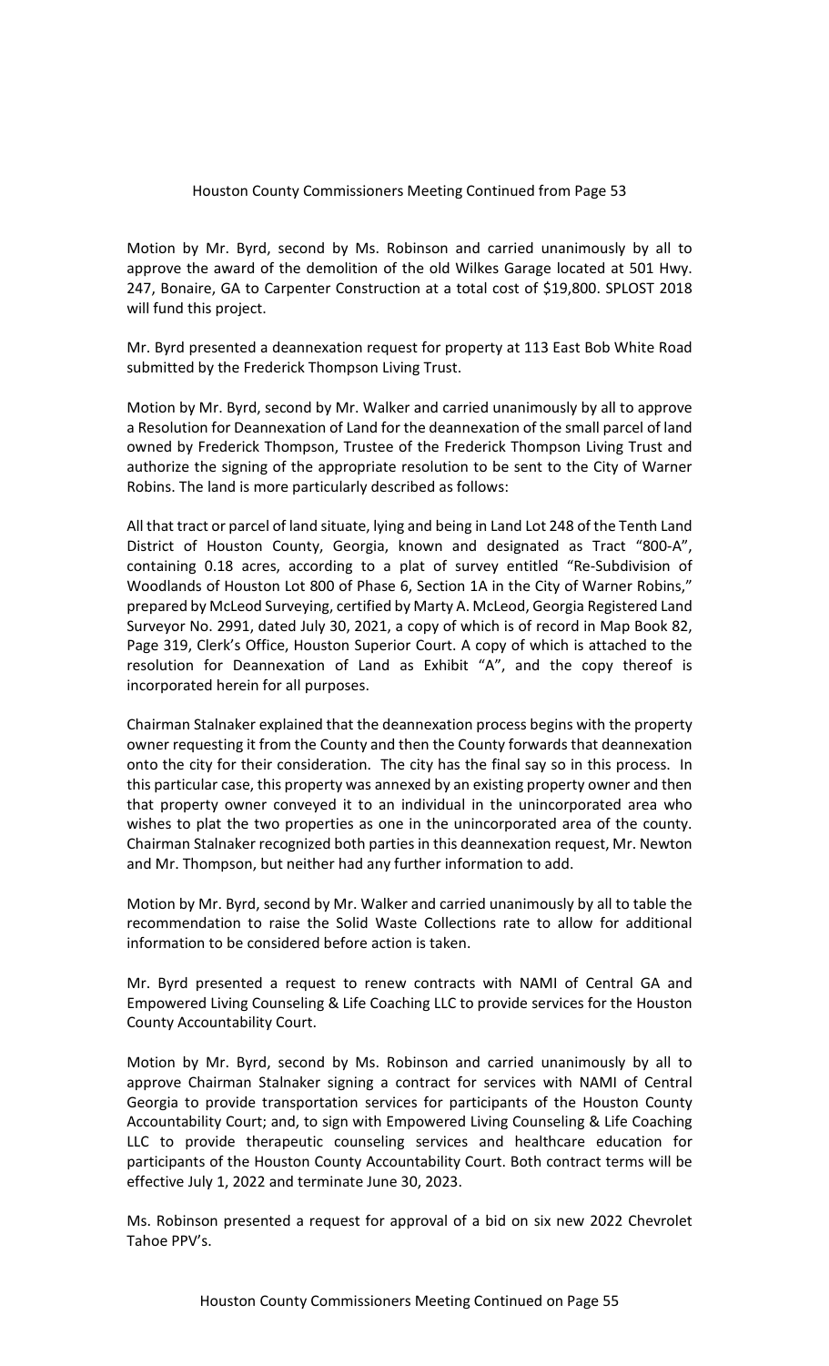Motion by Mr. Byrd, second by Ms. Robinson and carried unanimously by all to approve the award of the demolition of the old Wilkes Garage located at 501 Hwy. 247, Bonaire, GA to Carpenter Construction at a total cost of $19,800. SPLOST 2018 will fund this project.

Mr. Byrd presented a deannexation request for property at 113 East Bob White Road submitted by the Frederick Thompson Living Trust.

Motion by Mr. Byrd, second by Mr. Walker and carried unanimously by all to approve a Resolution for Deannexation of Land for the deannexation of the small parcel of land owned by Frederick Thompson, Trustee of the Frederick Thompson Living Trust and authorize the signing of the appropriate resolution to be sent to the City of Warner Robins. The land is more particularly described as follows:

All that tract or parcel of land situate, lying and being in Land Lot 248 of the Tenth Land District of Houston County, Georgia, known and designated as Tract "800-A", containing 0.18 acres, according to a plat of survey entitled "Re-Subdivision of Woodlands of Houston Lot 800 of Phase 6, Section 1A in the City of Warner Robins," prepared by McLeod Surveying, certified by Marty A. McLeod, Georgia Registered Land Surveyor No. 2991, dated July 30, 2021, a copy of which is of record in Map Book 82, Page 319, Clerk's Office, Houston Superior Court. A copy of which is attached to the resolution for Deannexation of Land as Exhibit "A", and the copy thereof is incorporated herein for all purposes.

Chairman Stalnaker explained that the deannexation process begins with the property owner requesting it from the County and then the County forwards that deannexation onto the city for their consideration. The city has the final say so in this process. In this particular case, this property was annexed by an existing property owner and then that property owner conveyed it to an individual in the unincorporated area who wishes to plat the two properties as one in the unincorporated area of the county. Chairman Stalnaker recognized both parties in this deannexation request, Mr. Newton and Mr. Thompson, but neither had any further information to add.

Motion by Mr. Byrd, second by Mr. Walker and carried unanimously by all to table the recommendation to raise the Solid Waste Collections rate to allow for additional information to be considered before action is taken.

Mr. Byrd presented a request to renew contracts with NAMI of Central GA and Empowered Living Counseling & Life Coaching LLC to provide services for the Houston County Accountability Court.

Motion by Mr. Byrd, second by Ms. Robinson and carried unanimously by all to approve Chairman Stalnaker signing a contract for services with NAMI of Central Georgia to provide transportation services for participants of the Houston County Accountability Court; and, to sign with Empowered Living Counseling & Life Coaching LLC to provide therapeutic counseling services and healthcare education for participants of the Houston County Accountability Court. Both contract terms will be effective July 1, 2022 and terminate June 30, 2023.

Ms. Robinson presented a request for approval of a bid on six new 2022 Chevrolet Tahoe PPV's.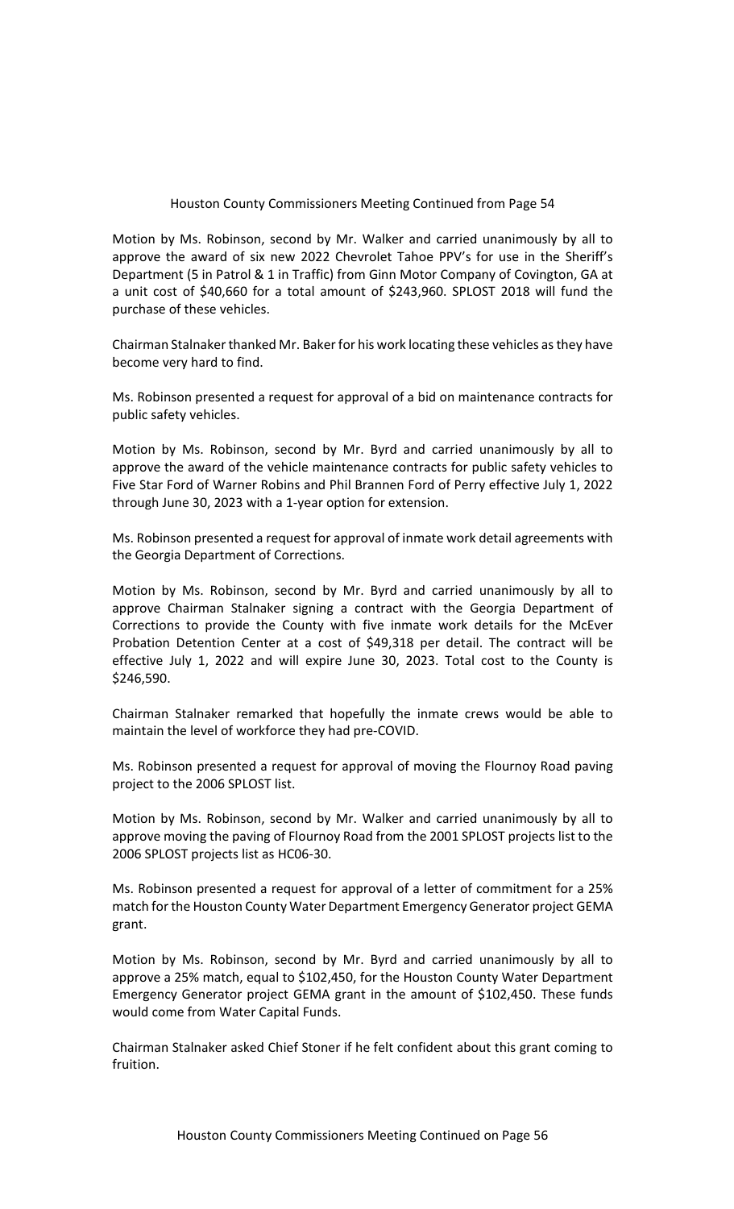Motion by Ms. Robinson, second by Mr. Walker and carried unanimously by all to approve the award of six new 2022 Chevrolet Tahoe PPV's for use in the Sheriff's Department (5 in Patrol & 1 in Traffic) from Ginn Motor Company of Covington, GA at a unit cost of $40,660 for a total amount of $243,960. SPLOST 2018 will fund the purchase of these vehicles.

Chairman Stalnaker thanked Mr. Baker for his work locating these vehicles as they have become very hard to find.

Ms. Robinson presented a request for approval of a bid on maintenance contracts for public safety vehicles.

Motion by Ms. Robinson, second by Mr. Byrd and carried unanimously by all to approve the award of the vehicle maintenance contracts for public safety vehicles to Five Star Ford of Warner Robins and Phil Brannen Ford of Perry effective July 1, 2022 through June 30, 2023 with a 1-year option for extension.

Ms. Robinson presented a request for approval of inmate work detail agreements with the Georgia Department of Corrections.

Motion by Ms. Robinson, second by Mr. Byrd and carried unanimously by all to approve Chairman Stalnaker signing a contract with the Georgia Department of Corrections to provide the County with five inmate work details for the McEver Probation Detention Center at a cost of $49,318 per detail. The contract will be effective July 1, 2022 and will expire June 30, 2023. Total cost to the County is $246,590.

Chairman Stalnaker remarked that hopefully the inmate crews would be able to maintain the level of workforce they had pre-COVID.

Ms. Robinson presented a request for approval of moving the Flournoy Road paving project to the 2006 SPLOST list.

Motion by Ms. Robinson, second by Mr. Walker and carried unanimously by all to approve moving the paving of Flournoy Road from the 2001 SPLOST projects list to the 2006 SPLOST projects list as HC06-30.

Ms. Robinson presented a request for approval of a letter of commitment for a 25% match for the Houston County Water Department Emergency Generator project GEMA grant.

Motion by Ms. Robinson, second by Mr. Byrd and carried unanimously by all to approve a 25% match, equal to $102,450, for the Houston County Water Department Emergency Generator project GEMA grant in the amount of $102,450. These funds would come from Water Capital Funds.

Chairman Stalnaker asked Chief Stoner if he felt confident about this grant coming to fruition.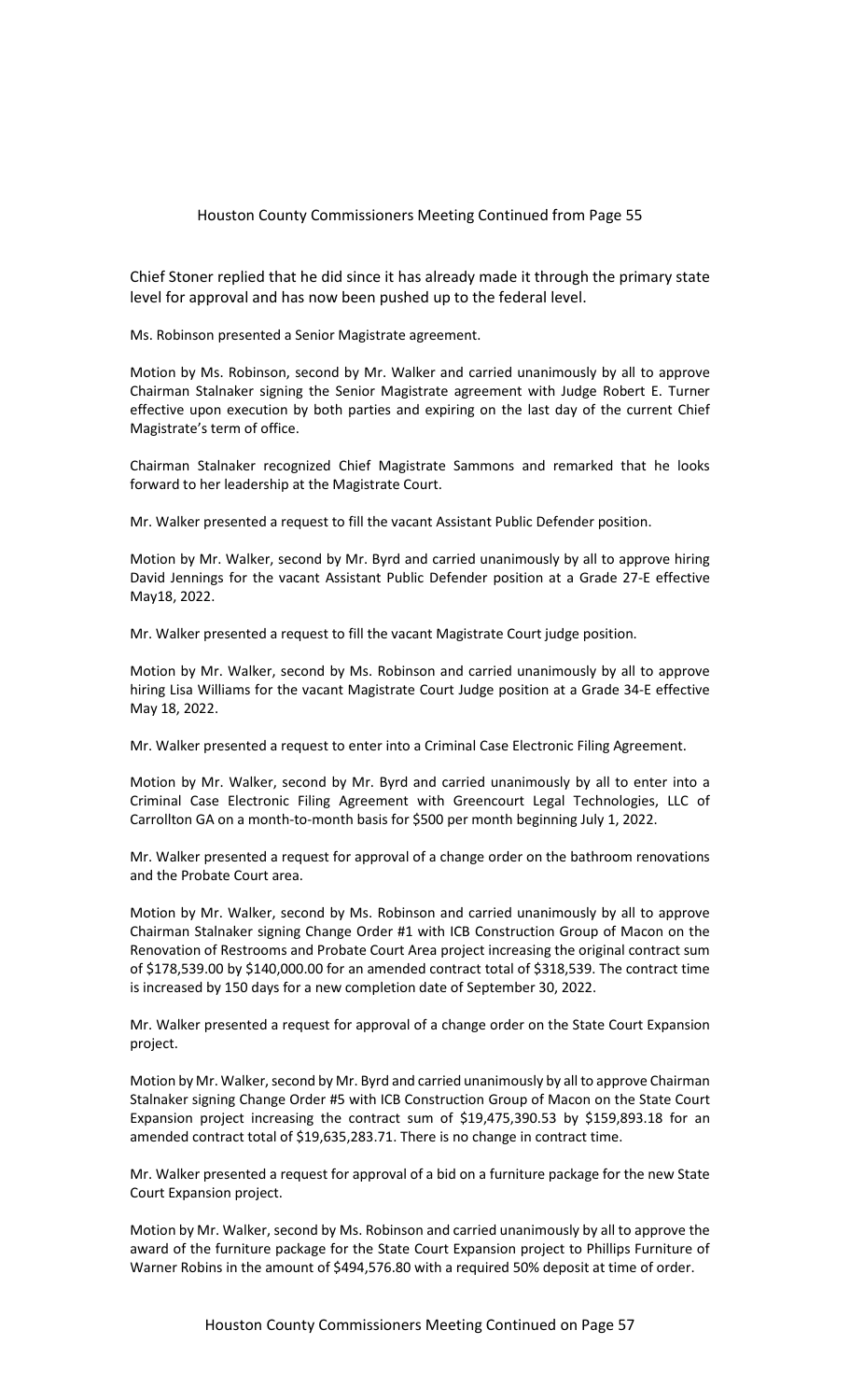Chief Stoner replied that he did since it has already made it through the primary state level for approval and has now been pushed up to the federal level.

Ms. Robinson presented a Senior Magistrate agreement.

Motion by Ms. Robinson, second by Mr. Walker and carried unanimously by all to approve Chairman Stalnaker signing the Senior Magistrate agreement with Judge Robert E. Turner effective upon execution by both parties and expiring on the last day of the current Chief Magistrate's term of office.

Chairman Stalnaker recognized Chief Magistrate Sammons and remarked that he looks forward to her leadership at the Magistrate Court.

Mr. Walker presented a request to fill the vacant Assistant Public Defender position.

Motion by Mr. Walker, second by Mr. Byrd and carried unanimously by all to approve hiring David Jennings for the vacant Assistant Public Defender position at a Grade 27-E effective May18, 2022.

Mr. Walker presented a request to fill the vacant Magistrate Court judge position.

Motion by Mr. Walker, second by Ms. Robinson and carried unanimously by all to approve hiring Lisa Williams for the vacant Magistrate Court Judge position at a Grade 34-E effective May 18, 2022.

Mr. Walker presented a request to enter into a Criminal Case Electronic Filing Agreement.

Motion by Mr. Walker, second by Mr. Byrd and carried unanimously by all to enter into a Criminal Case Electronic Filing Agreement with Greencourt Legal Technologies, LLC of Carrollton GA on a month-to-month basis for $500 per month beginning July 1, 2022.

Mr. Walker presented a request for approval of a change order on the bathroom renovations and the Probate Court area.

Motion by Mr. Walker, second by Ms. Robinson and carried unanimously by all to approve Chairman Stalnaker signing Change Order #1 with ICB Construction Group of Macon on the Renovation of Restrooms and Probate Court Area project increasing the original contract sum of $178,539.00 by $140,000.00 for an amended contract total of $318,539. The contract time is increased by 150 days for a new completion date of September 30, 2022.

Mr. Walker presented a request for approval of a change order on the State Court Expansion project.

Motion by Mr. Walker, second by Mr. Byrd and carried unanimously by all to approve Chairman Stalnaker signing Change Order #5 with ICB Construction Group of Macon on the State Court Expansion project increasing the contract sum of $19,475,390.53 by $159,893.18 for an amended contract total of $19,635,283.71. There is no change in contract time.

Mr. Walker presented a request for approval of a bid on a furniture package for the new State Court Expansion project.

Motion by Mr. Walker, second by Ms. Robinson and carried unanimously by all to approve the award of the furniture package for the State Court Expansion project to Phillips Furniture of Warner Robins in the amount of $494,576.80 with a required 50% deposit at time of order.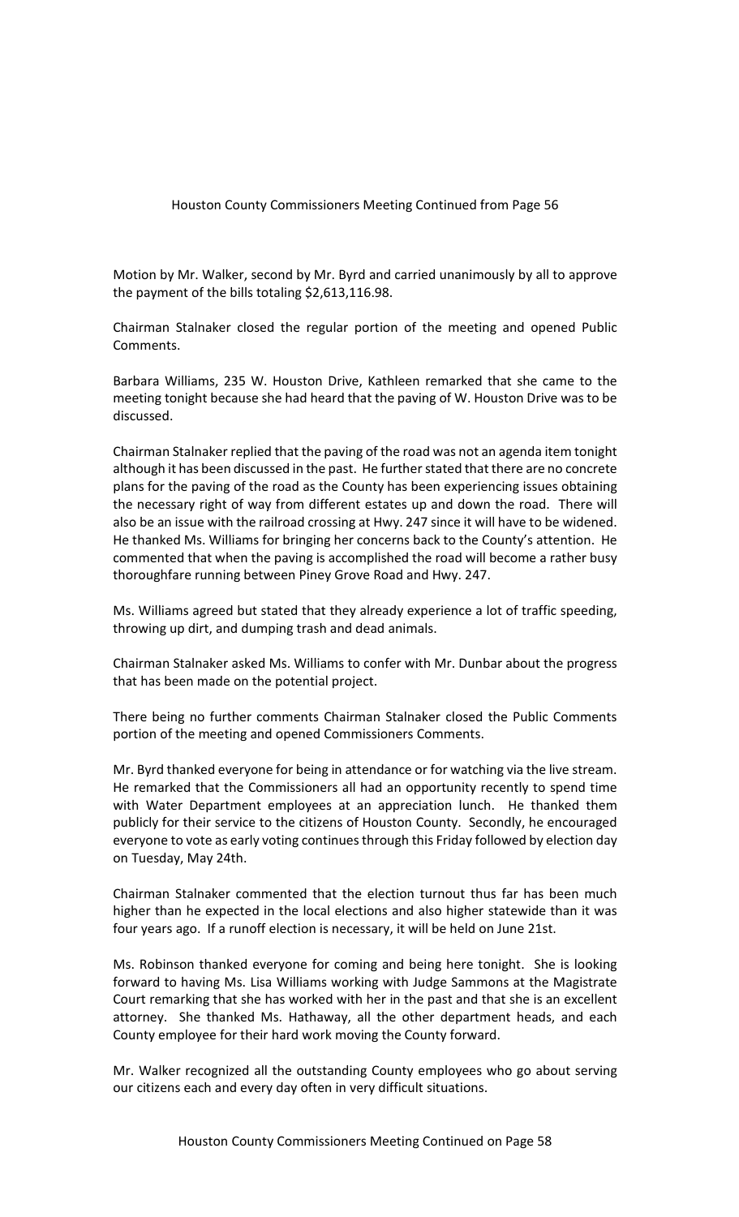Houston County Commissioners Meeting Continued from Page 56

Motion by Mr. Walker, second by Mr. Byrd and carried unanimously by all to approve the payment of the bills totaling $2,613,116.98.

Chairman Stalnaker closed the regular portion of the meeting and opened Public Comments.

Barbara Williams, 235 W. Houston Drive, Kathleen remarked that she came to the meeting tonight because she had heard that the paving of W. Houston Drive was to be discussed.

Chairman Stalnaker replied that the paving of the road was not an agenda item tonight although it has been discussed in the past. He further stated that there are no concrete plans for the paving of the road as the County has been experiencing issues obtaining the necessary right of way from different estates up and down the road. There will also be an issue with the railroad crossing at Hwy. 247 since it will have to be widened. He thanked Ms. Williams for bringing her concerns back to the County's attention. He commented that when the paving is accomplished the road will become a rather busy thoroughfare running between Piney Grove Road and Hwy. 247.

Ms. Williams agreed but stated that they already experience a lot of traffic speeding, throwing up dirt, and dumping trash and dead animals.

Chairman Stalnaker asked Ms. Williams to confer with Mr. Dunbar about the progress that has been made on the potential project.

There being no further comments Chairman Stalnaker closed the Public Comments portion of the meeting and opened Commissioners Comments.

Mr. Byrd thanked everyone for being in attendance or for watching via the live stream. He remarked that the Commissioners all had an opportunity recently to spend time with Water Department employees at an appreciation lunch. He thanked them publicly for their service to the citizens of Houston County. Secondly, he encouraged everyone to vote as early voting continues through this Friday followed by election day on Tuesday, May 24th.

Chairman Stalnaker commented that the election turnout thus far has been much higher than he expected in the local elections and also higher statewide than it was four years ago. If a runoff election is necessary, it will be held on June 21st.

Ms. Robinson thanked everyone for coming and being here tonight. She is looking forward to having Ms. Lisa Williams working with Judge Sammons at the Magistrate Court remarking that she has worked with her in the past and that she is an excellent attorney. She thanked Ms. Hathaway, all the other department heads, and each County employee for their hard work moving the County forward.

Mr. Walker recognized all the outstanding County employees who go about serving our citizens each and every day often in very difficult situations.

Houston County Commissioners Meeting Continued on Page 58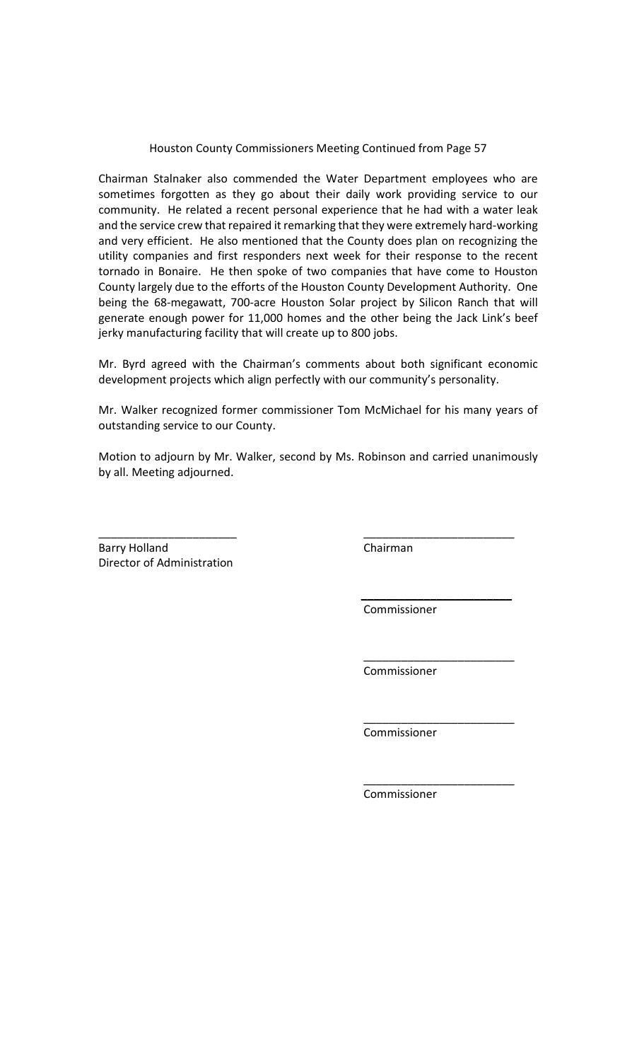Houston County Commissioners Meeting Continued from Page 57

Chairman Stalnaker also commended the Water Department employees who are sometimes forgotten as they go about their daily work providing service to our community. He related a recent personal experience that he had with a water leak and the service crew that repaired it remarking that they were extremely hard-working and very efficient. He also mentioned that the County does plan on recognizing the utility companies and first responders next week for their response to the recent tornado in Bonaire. He then spoke of two companies that have come to Houston County largely due to the efforts of the Houston County Development Authority. One being the 68-megawatt, 700-acre Houston Solar project by Silicon Ranch that will generate enough power for 11,000 homes and the other being the Jack Link's beef jerky manufacturing facility that will create up to 800 jobs.

Mr. Byrd agreed with the Chairman's comments about both significant economic development projects which align perfectly with our community's personality.

Mr. Walker recognized former commissioner Tom McMichael for his many years of outstanding service to our County.

Motion to adjourn by Mr. Walker, second by Ms. Robinson and carried unanimously by all. Meeting adjourned.

______________________
Barry Holland
Director of Administration

______________________
Chairman

______________________
Commissioner

______________________
Commissioner

______________________
Commissioner

______________________
Commissioner